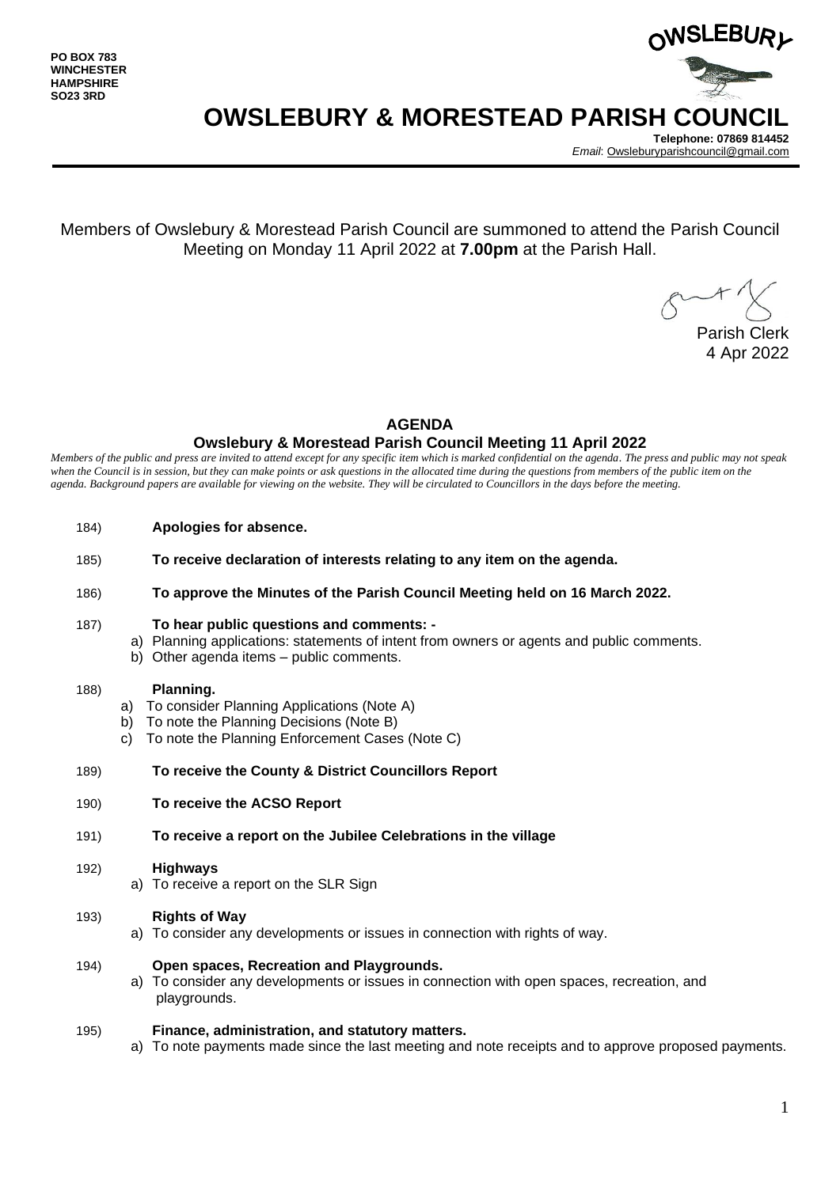**PO BOX 783**
**WINCHESTER**
**HAMPSHIRE**
**SO23 3RD**

OWSLEBURY

# OWSLEBURY & MORESTEAD PARISH COUNCIL

**Telephone: 07869 814452**
*Email*: Owsleburyparishcouncil@gmail.com

Members of Owslebury & Morestead Parish Council are summoned to attend the Parish Council Meeting on Monday 11 April 2022 at **7.00pm** at the Parish Hall.

Parish Clerk
4 Apr 2022

## AGENDA

### Owslebury & Morestead Parish Council Meeting 11 April 2022

*Members of the public and press are invited to attend except for any specific item which is marked confidential on the agenda. The press and public may not speak when the Council is in session, but they can make points or ask questions in the allocated time during the questions from members of the public item on the agenda. Background papers are available for viewing on the website. They will be circulated to Councillors in the days before the meeting.*

184) **Apologies for absence.**

185) **To receive declaration of interests relating to any item on the agenda.**

186) **To approve the Minutes of the Parish Council Meeting held on 16 March 2022.**

187) **To hear public questions and comments: -**
   a) Planning applications: statements of intent from owners or agents and public comments.
   b) Other agenda items – public comments.

188) **Planning.**
   a) To consider Planning Applications (Note A)
   b) To note the Planning Decisions (Note B)
   c) To note the Planning Enforcement Cases (Note C)

189) **To receive the County & District Councillors Report**

190) **To receive the ACSO Report**

191) **To receive a report on the Jubilee Celebrations in the village**

192) **Highways**
   a) To receive a report on the SLR Sign

193) **Rights of Way**
   a) To consider any developments or issues in connection with rights of way.

194) **Open spaces, Recreation and Playgrounds.**
   a) To consider any developments or issues in connection with open spaces, recreation, and playgrounds.

195) **Finance, administration, and statutory matters.**
   a) To note payments made since the last meeting and note receipts and to approve proposed payments.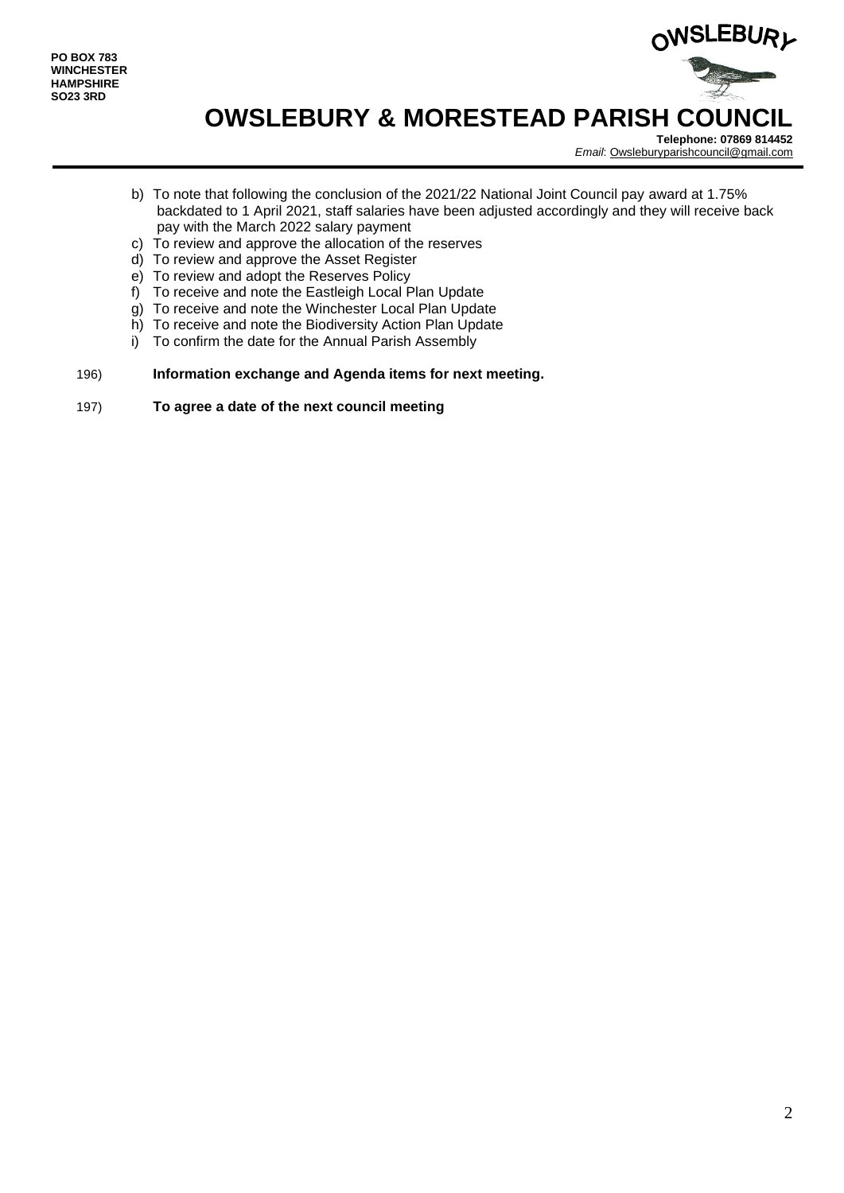PO BOX 783
WINCHESTER
HAMPSHIRE
SO23 3RD

# OWSLEBURY & MORESTEAD PARISH COUNCIL

**Telephone: 07869 814452**
*Email*: Owsleburyparishcouncil@gmail.com

b) To note that following the conclusion of the 2021/22 National Joint Council pay award at 1.75% backdated to 1 April 2021, staff salaries have been adjusted accordingly and they will receive back pay with the March 2022 salary payment
c) To review and approve the allocation of the reserves
d) To review and approve the Asset Register
e) To review and adopt the Reserves Policy
f) To receive and note the Eastleigh Local Plan Update
g) To receive and note the Winchester Local Plan Update
h) To receive and note the Biodiversity Action Plan Update
i) To confirm the date for the Annual Parish Assembly

196) **Information exchange and Agenda items for next meeting.**

197) **To agree a date of the next council meeting**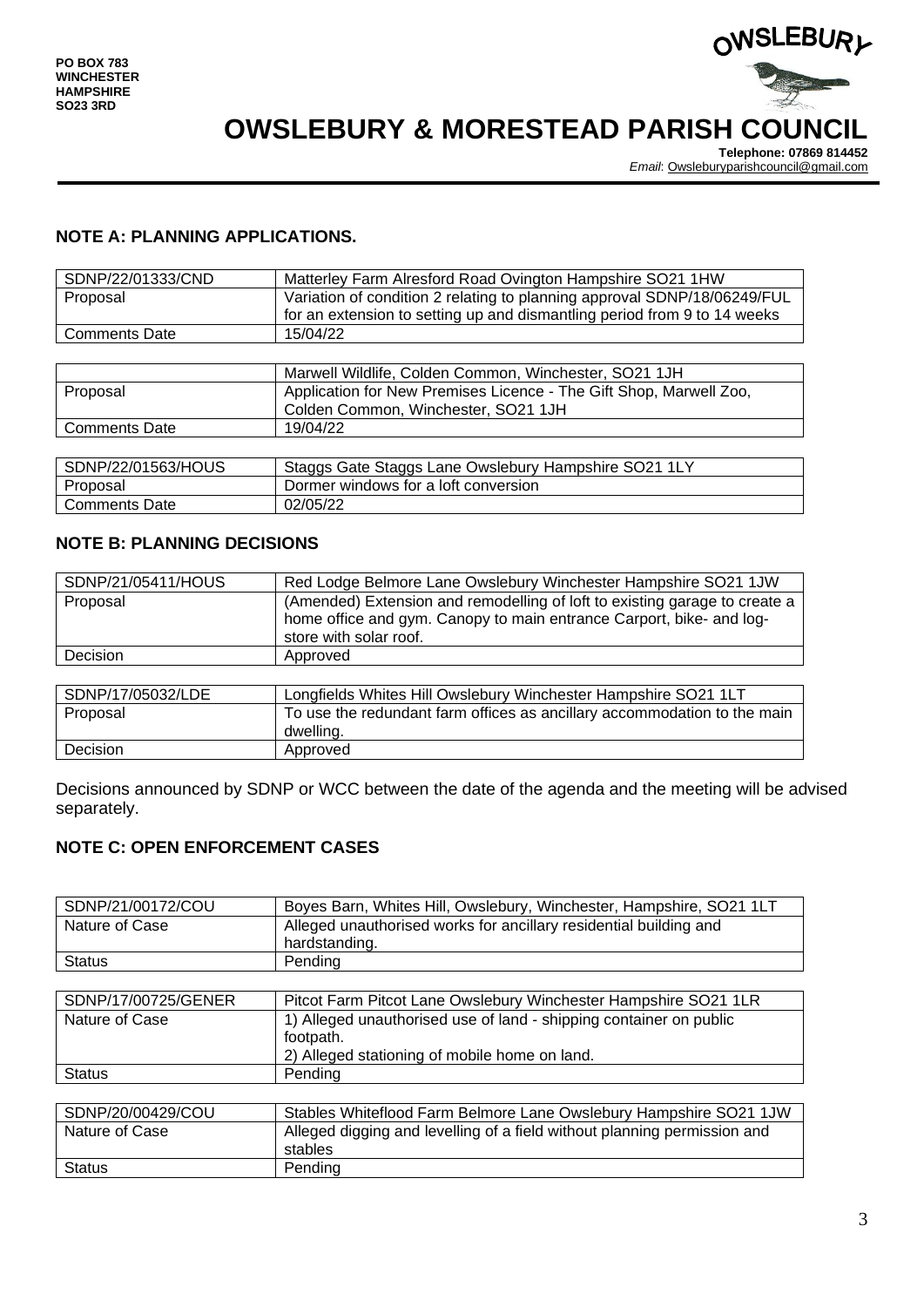PO BOX 783
WINCHESTER
HAMPSHIRE
SO23 3RD

# OWSLEBURY & MORESTEAD PARISH COUNCIL

**Telephone: 07869 814452**
*Email*: Owsleburyparishcouncil@gmail.com

## NOTE A: PLANNING APPLICATIONS.

| SDNP/22/01333/CND | Matterley Farm Alresford Road Ovington Hampshire SO21 1HW |
|---|---|
| Proposal | Variation of condition 2 relating to planning approval SDNP/18/06249/FUL for an extension to setting up and dismantling period from 9 to 14 weeks |
| Comments Date | 15/04/22 |

| | Marwell Wildlife, Colden Common, Winchester, SO21 1JH |
|---|---|
| Proposal | Application for New Premises Licence - The Gift Shop, Marwell Zoo, Colden Common, Winchester, SO21 1JH |
| Comments Date | 19/04/22 |

| SDNP/22/01563/HOUS | Staggs Gate Staggs Lane Owslebury Hampshire SO21 1LY |
|---|---|
| Proposal | Dormer windows for a loft conversion |
| Comments Date | 02/05/22 |

## NOTE B: PLANNING DECISIONS

| SDNP/21/05411/HOUS | Red Lodge Belmore Lane Owslebury Winchester Hampshire SO21 1JW |
|---|---|
| Proposal | (Amended) Extension and remodelling of loft to existing garage to create a home office and gym. Canopy to main entrance Carport, bike- and log-store with solar roof. |
| Decision | Approved |

| SDNP/17/05032/LDE | Longfields Whites Hill Owslebury Winchester Hampshire SO21 1LT |
|---|---|
| Proposal | To use the redundant farm offices as ancillary accommodation to the main dwelling. |
| Decision | Approved |

Decisions announced by SDNP or WCC between the date of the agenda and the meeting will be advised separately.

## NOTE C: OPEN ENFORCEMENT CASES

| SDNP/21/00172/COU | Boyes Barn, Whites Hill, Owslebury, Winchester, Hampshire, SO21 1LT |
|---|---|
| Nature of Case | Alleged unauthorised works for ancillary residential building and hardstanding. |
| Status | Pending |

| SDNP/17/00725/GENER | Pitcot Farm Pitcot Lane Owslebury Winchester Hampshire SO21 1LR |
|---|---|
| Nature of Case | 1) Alleged unauthorised use of land - shipping container on public footpath.<br>2) Alleged stationing of mobile home on land. |
| Status | Pending |

| SDNP/20/00429/COU | Stables Whiteflood Farm Belmore Lane Owslebury Hampshire SO21 1JW |
|---|---|
| Nature of Case | Alleged digging and levelling of a field without planning permission and stables |
| Status | Pending |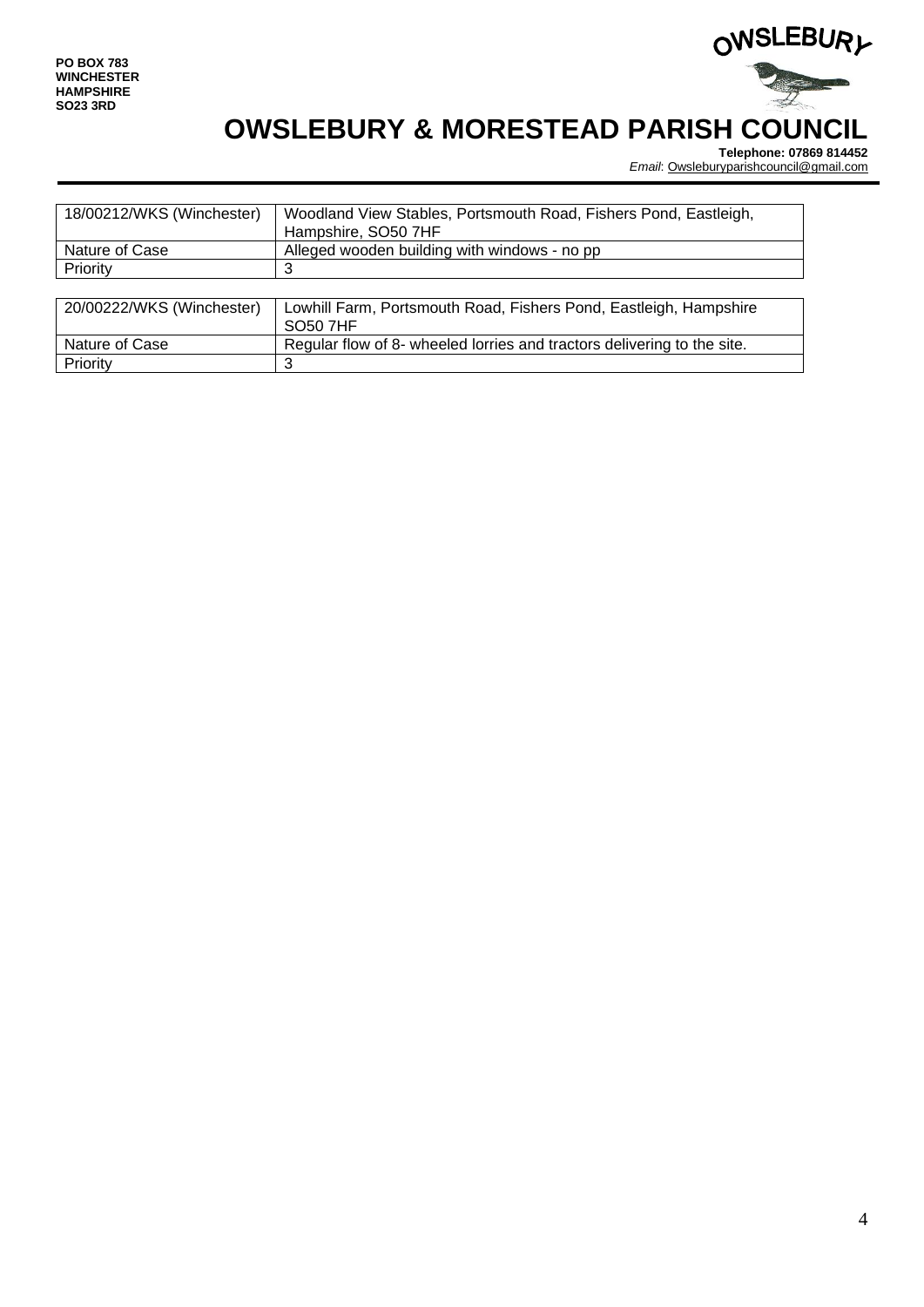PO BOX 783
WINCHESTER
HAMPSHIRE
SO23 3RD

OWSLEBURY

# OWSLEBURY & MORESTEAD PARISH COUNCIL

**Telephone: 07869 814452**
*Email*: Owsleburyparishcouncil@gmail.com

| | |
|---|---|
| 18/00212/WKS (Winchester) | Woodland View Stables, Portsmouth Road, Fishers Pond, Eastleigh, Hampshire, SO50 7HF |
| Nature of Case | Alleged wooden building with windows - no pp |
| Priority | 3 |

| | |
|---|---|
| 20/00222/WKS (Winchester) | Lowhill Farm, Portsmouth Road, Fishers Pond, Eastleigh, Hampshire SO50 7HF |
| Nature of Case | Regular flow of 8- wheeled lorries and tractors delivering to the site. |
| Priority | 3 |